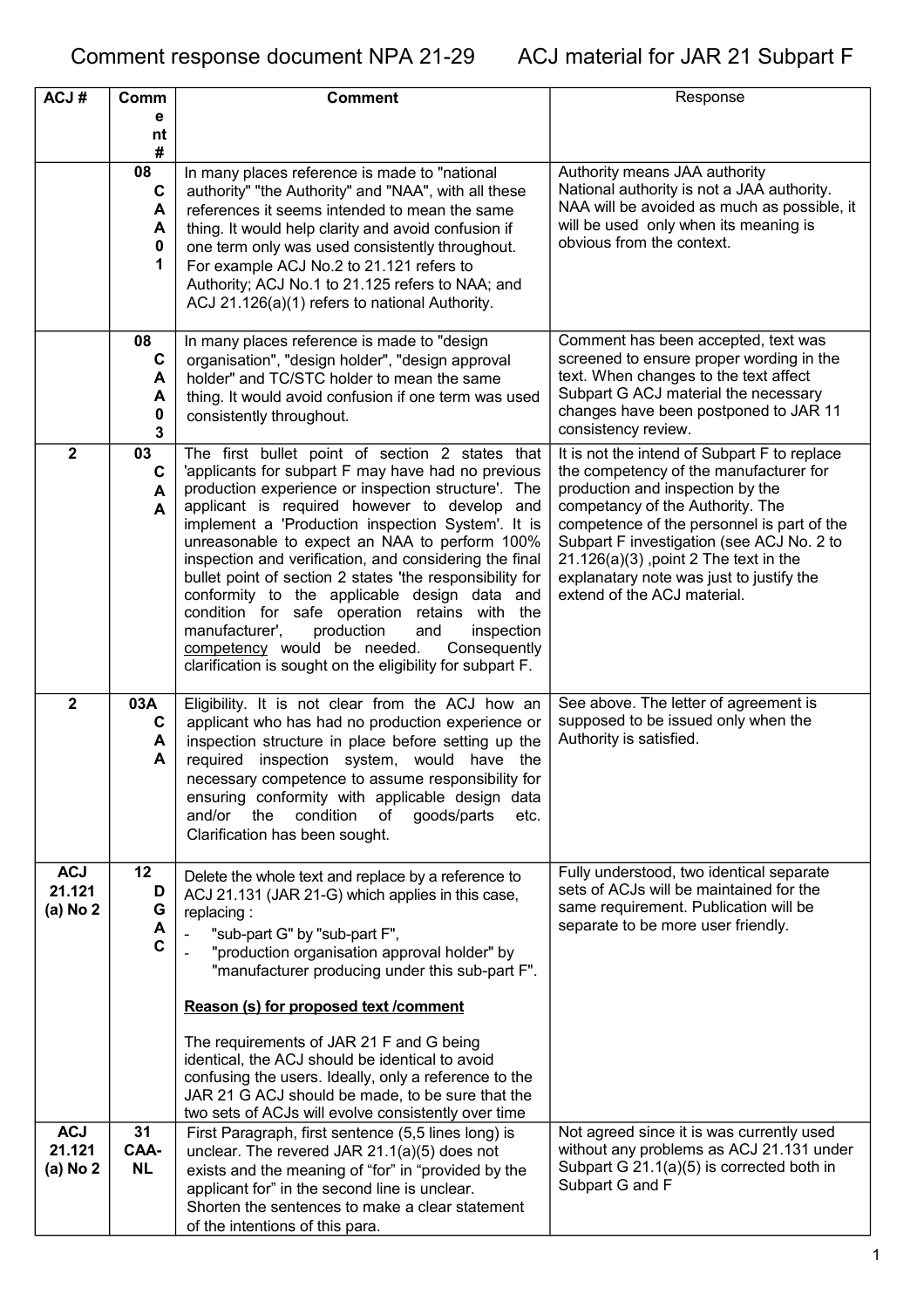# Comment response document NPA 21-29 ACJ material for JAR 21 Subpart F

| ACJ # | Comment # | Comment | Response |
|---|---|---|---|
| | 08 CAA 01 | In many places reference is made to "national authority" "the Authority" and "NAA", with all these references it seems intended to mean the same thing. It would help clarity and avoid confusion if one term only was used consistently throughout. For example ACJ No.2 to 21.121 refers to Authority; ACJ No.1 to 21.125 refers to NAA; and ACJ 21.126(a)(1) refers to national Authority. | Authority means JAA authority<br>National authority is not a JAA authority.<br>NAA will be avoided as much as possible, it will be used only when its meaning is obvious from the context. |
| | 08 CAA 03 | In many places reference is made to "design organisation", "design holder", "design approval holder" and TC/STC holder to mean the same thing. It would avoid confusion if one term was used consistently throughout. | Comment has been accepted, text was screened to ensure proper wording in the text. When changes to the text affect Subpart G ACJ material the necessary changes have been postponed to JAR 11 consistency review. |
| 2 | 03 CAA | The first bullet point of section 2 states that 'applicants for subpart F may have had no previous production experience or inspection structure'. The applicant is required however to develop and implement a 'Production inspection System'. It is unreasonable to expect an NAA to perform 100% inspection and verification, and considering the final bullet point of section 2 states 'the responsibility for conformity to the applicable design data and condition for safe operation retains with the manufacturer', production and inspection <u>competency</u> would be needed. Consequently clarification is sought on the eligibility for subpart F. | It is not the intend of Subpart F to replace the competency of the manufacturer for production and inspection by the competancy of the Authority. The competence of the personnel is part of the Subpart F investigation (see ACJ No. 2 to 21.126(a)(3) ,point 2 The text in the explanatary note was just to justify the extend of the ACJ material. |
| 2 | 03A CAA | Eligibility. It is not clear from the ACJ how an applicant who has had no production experience or inspection structure in place before setting up the required inspection system, would have the necessary competence to assume responsibility for ensuring conformity with applicable design data and/or the condition of goods/parts etc. Clarification has been sought. | See above. The letter of agreement is supposed to be issued only when the Authority is satisfied. |
| ACJ 21.121 (a) No 2 | 12 DGAC | Delete the whole text and replace by a reference to ACJ 21.131 (JAR 21-G) which applies in this case, replacing :<br>- "sub-part G" by "sub-part F",<br>- "production organisation approval holder" by "manufacturer producing under this sub-part F".<br><br>**<u>Reason (s) for proposed text /comment</u>**<br><br>The requirements of JAR 21 F and G being identical, the ACJ should be identical to avoid confusing the users. Ideally, only a reference to the JAR 21 G ACJ should be made, to be sure that the two sets of ACJs will evolve consistently over time | Fully understood, two identical separate sets of ACJs will be maintained for the same requirement. Publication will be separate to be more user friendly. |
| ACJ 21.121 (a) No 2 | 31 CAA-NL | First Paragraph, first sentence (5,5 lines long) is unclear. The revered JAR 21.1(a)(5) does not exists and the meaning of "for" in "provided by the applicant for" in the second line is unclear.<br>Shorten the sentences to make a clear statement of the intentions of this para. | Not agreed since it is was currently used without any problems as ACJ 21.131 under Subpart G 21.1(a)(5) is corrected both in Subpart G and F |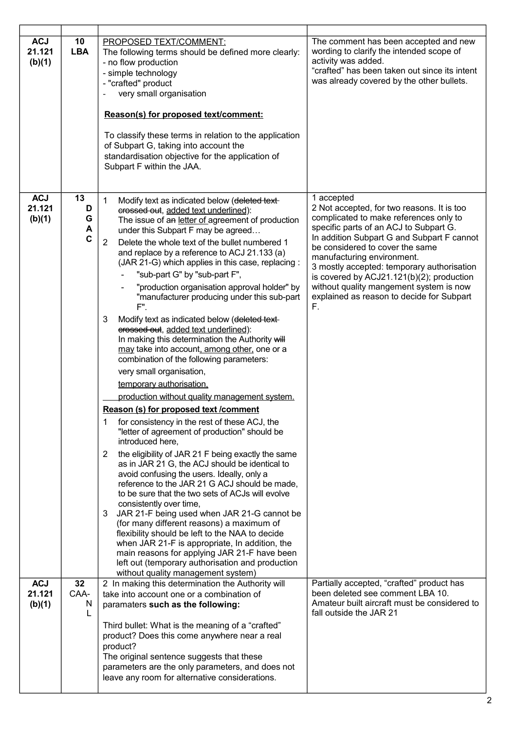| | | | |
|---|---|---|---|
| **ACJ 21.121 (b)(1)** | **10 LBA** | PROPOSED TEXT/COMMENT:<br>The following terms should be defined more clearly:<br>- no flow production<br>- simple technology<br>- "crafted" product<br>- very small organisation<br><br>**Reason(s) for proposed text/comment:**<br><br>To classify these terms in relation to the application of Subpart G, taking into account the standardisation objective for the application of Subpart F within the JAA. | The comment has been accepted and new wording to clarify the intended scope of activity was added.<br>"crafted" has been taken out since its intent was already covered by the other bullets. |
| **ACJ 21.121 (b)(1)** | **13 DGAC** | 1 Modify text as indicated below (~~deleted text crossed out~~, added text underlined):<br>The issue of ~~an~~ letter of agreement of production under this Subpart F may be agreed…<br>2 Delete the whole text of the bullet numbered 1 and replace by a reference to ACJ 21.133 (a) (JAR 21-G) which applies in this case, replacing :<br>- "sub-part G" by "sub-part F",<br>- "production organisation approval holder" by "manufacturer producing under this sub-part F".<br>3 Modify text as indicated below (~~deleted text crossed out~~, added text underlined):<br>In making this determination the Authority ~~will~~ may take into account, among other, one or a combination of the following parameters:<br>very small organisation,<br>temporary authorisation,<br>production without quality management system.<br>**Reason (s) for proposed text /comment**<br>1 for consistency in the rest of these ACJ, the "letter of agreement of production" should be introduced here,<br>2 the eligibility of JAR 21 F being exactly the same as in JAR 21 G, the ACJ should be identical to avoid confusing the users. Ideally, only a reference to the JAR 21 G ACJ should be made, to be sure that the two sets of ACJs will evolve consistently over time,<br>3 JAR 21-F being used when JAR 21-G cannot be (for many different reasons) a maximum of flexibility should be left to the NAA to decide when JAR 21-F is appropriate, In addition, the main reasons for applying JAR 21-F have been left out (temporary authorisation and production without quality management system) | 1 accepted<br>2 Not accepted, for two reasons. It is too complicated to make references only to specific parts of an ACJ to Subpart G. In addition Subpart G and Subpart F cannot be considered to cover the same manufacturing environment.<br>3 mostly accepted: temporary authorisation is covered by ACJ21.121(b)(2); production without quality mangement system is now explained as reason to decide for Subpart F. |
| **ACJ 21.121 (b)(1)** | **32** CAA-NL | 2 In making this determination the Authority will take into account one or a combination of paramaters **such as the following:**<br><br>Third bullet: What is the meaning of a "crafted" product? Does this come anywhere near a real product?<br>The original sentence suggests that these parameters are the only parameters, and does not leave any room for alternative considerations. | Partially accepted, "crafted" product has been deleted see comment LBA 10.<br>Amateur built aircraft must be considered to fall outside the JAR 21 |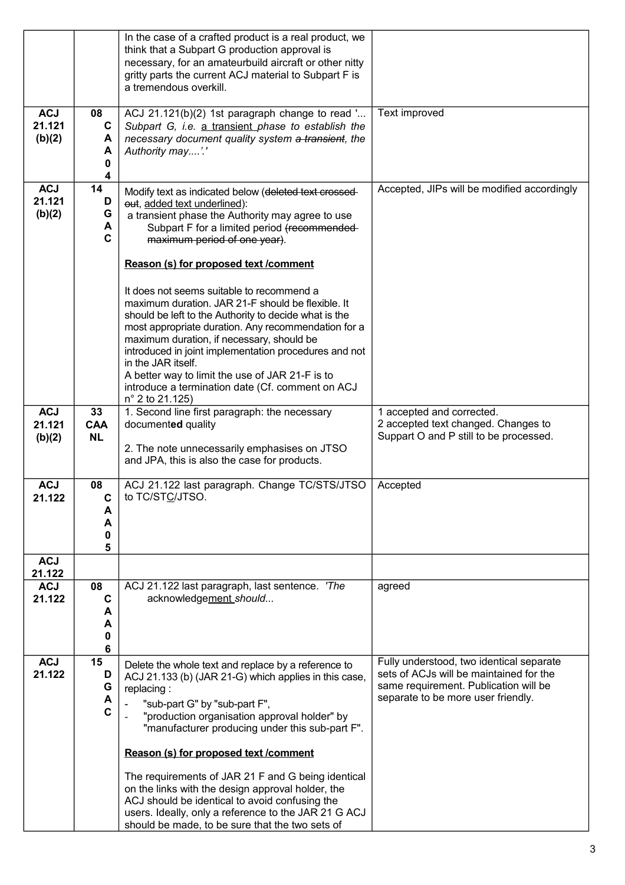| | | | |
|---|---|---|---|
| | | In the case of a crafted product is a real product, we think that a Subpart G production approval is necessary, for an amateurbuild aircraft or other nitty gritty parts the current ACJ material to Subpart F is a tremendous overkill. | |
| **ACJ 21.121 (b)(2)** | **08 CAA 04** | ACJ 21.121(b)(2) 1st paragraph change to read '... *Subpart G, i.e.* <u>a transient</u> *phase to establish the necessary document quality system* ~~*a transient*~~*, the Authority may....'.'* | Text improved |
| **ACJ 21.121 (b)(2)** | **14 DGAC** | Modify text as indicated below (~~deleted text crossed out~~, <u>added text underlined</u>):<br>a transient phase the Authority may agree to use Subpart F for a limited period ~~(recommended maximum period of one year)~~.<br><br>**<u>Reason (s) for proposed text /comment</u>**<br><br>It does not seems suitable to recommend a maximum duration. JAR 21-F should be flexible. It should be left to the Authority to decide what is the most appropriate duration. Any recommendation for a maximum duration, if necessary, should be introduced in joint implementation procedures and not in the JAR itself.<br>A better way to limit the use of JAR 21-F is to introduce a termination date (Cf. comment on ACJ n° 2 to 21.125) | Accepted, JIPs will be modified accordingly |
| **ACJ 21.121 (b)(2)** | **33 CAA NL** | 1. Second line first paragraph: the necessary document**ed** quality<br><br>2. The note unnecessarily emphasises on JTSO and JPA, this is also the case for products. | 1 accepted and corrected.<br>2 accepted text changed. Changes to Suppart O and P still to be processed. |
| **ACJ 21.122** | **08 CAA 05** | ACJ 21.122 last paragraph. Change TC/STS/JTSO to TC/ST<u>C</u>/JTSO. | Accepted |
| **ACJ 21.122** | | | |
| **ACJ 21.122** | **08 CAA 06** | ACJ 21.122 last paragraph, last sentence. *'The* acknowledge<u>ment</u> *should...* | agreed |
| **ACJ 21.122** | **15 DGAC** | Delete the whole text and replace by a reference to ACJ 21.133 (b) (JAR 21-G) which applies in this case, replacing :<br>- "sub-part G" by "sub-part F",<br>- "production organisation approval holder" by "manufacturer producing under this sub-part F".<br><br>**<u>Reason (s) for proposed text /comment</u>**<br><br>The requirements of JAR 21 F and G being identical on the links with the design approval holder, the ACJ should be identical to avoid confusing the users. Ideally, only a reference to the JAR 21 G ACJ should be made, to be sure that the two sets of | Fully understood, two identical separate sets of ACJs will be maintained for the same requirement. Publication will be separate to be more user friendly. |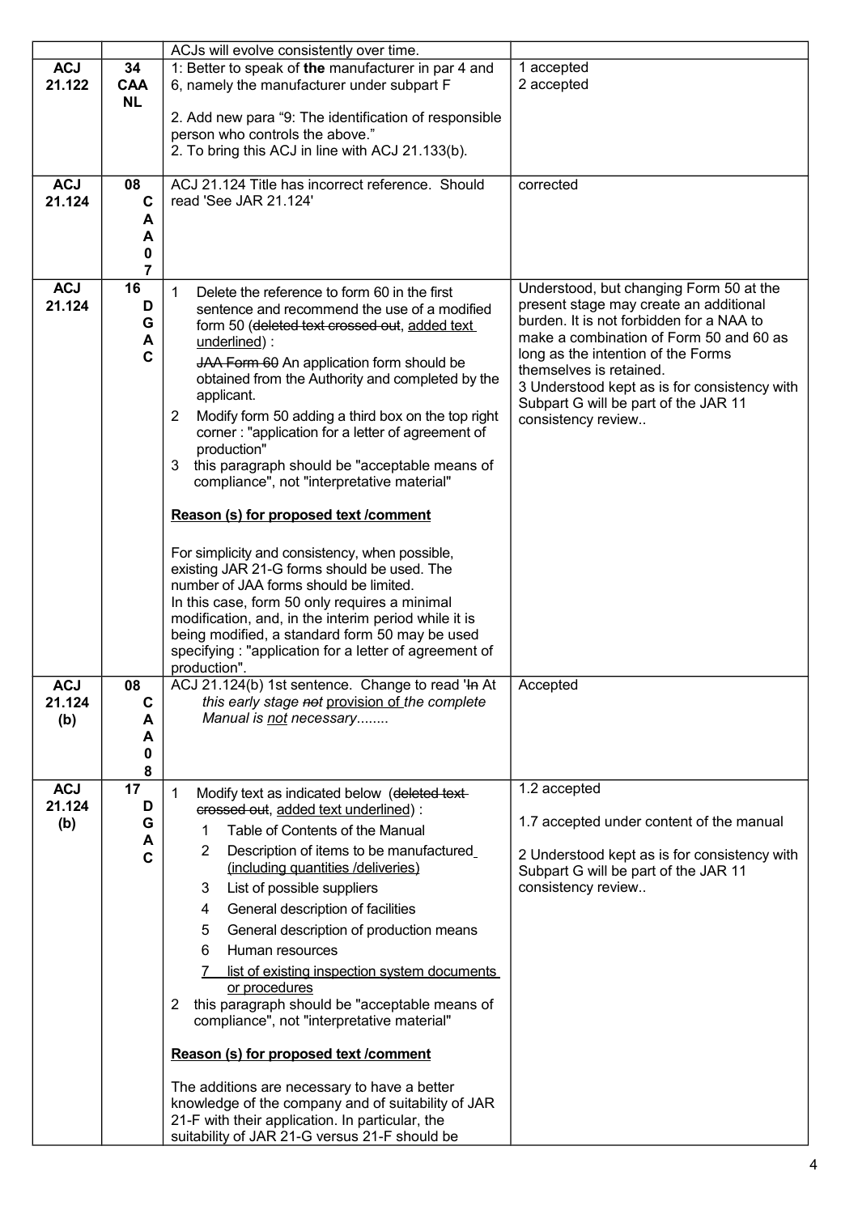| | | | |
|---|---|---|---|
| | | ACJs will evolve consistently over time. | |
| **ACJ 21.122** | **34 CAA NL** | 1: Better to speak of **the** manufacturer in par 4 and 6, namely the manufacturer under subpart F<br><br>2. Add new para "9: The identification of responsible person who controls the above."<br>2. To bring this ACJ in line with ACJ 21.133(b). | 1 accepted<br>2 accepted |
| **ACJ 21.124** | **08 CAA 07** | ACJ 21.124 Title has incorrect reference. Should read 'See JAR 21.124' | corrected |
| **ACJ 21.124** | **16 DGAC** | 1 Delete the reference to form 60 in the first sentence and recommend the use of a modified form 50 (~~deleted text crossed out~~, <u>added text underlined</u>) :<br>~~JAA Form 60~~ An application form should be obtained from the Authority and completed by the applicant.<br>2 Modify form 50 adding a third box on the top right corner : "application for a letter of agreement of production"<br>3 this paragraph should be "acceptable means of compliance", not "interpretative material"<br><br>**<u>Reason (s) for proposed text /comment</u>**<br><br>For simplicity and consistency, when possible, existing JAR 21-G forms should be used. The number of JAA forms should be limited.<br>In this case, form 50 only requires a minimal modification, and, in the interim period while it is being modified, a standard form 50 may be used specifying : "application for a letter of agreement of production". | Understood, but changing Form 50 at the present stage may create an additional burden. It is not forbidden for a NAA to make a combination of Form 50 and 60 as long as the intention of the Forms themselves is retained.<br>3 Understood kept as is for consistency with Subpart G will be part of the JAR 11 consistency review.. |
| **ACJ 21.124 (b)** | **08 CAA 08** | ACJ 21.124(b) 1st sentence. Change to read '~~In~~ At *this early stage ~~not~~* <u>provision of</u> *the complete Manual is* <u>not</u> *necessary........* | Accepted |
| **ACJ 21.124 (b)** | **17 DGAC** | 1 Modify text as indicated below (~~deleted text crossed out~~, <u>added text underlined</u>) :<br>1 Table of Contents of the Manual<br>2 Description of items to be manufactured <u>(including quantities /deliveries)</u><br>3 List of possible suppliers<br>4 General description of facilities<br>5 General description of production means<br>6 Human resources<br><u>7 list of existing inspection system documents or procedures</u><br>2 this paragraph should be "acceptable means of compliance", not "interpretative material"<br><br>**<u>Reason (s) for proposed text /comment</u>**<br><br>The additions are necessary to have a better knowledge of the company and of suitability of JAR 21-F with their application. In particular, the suitability of JAR 21-G versus 21-F should be | 1.2 accepted<br><br>1.7 accepted under content of the manual<br><br>2 Understood kept as is for consistency with Subpart G will be part of the JAR 11 consistency review.. |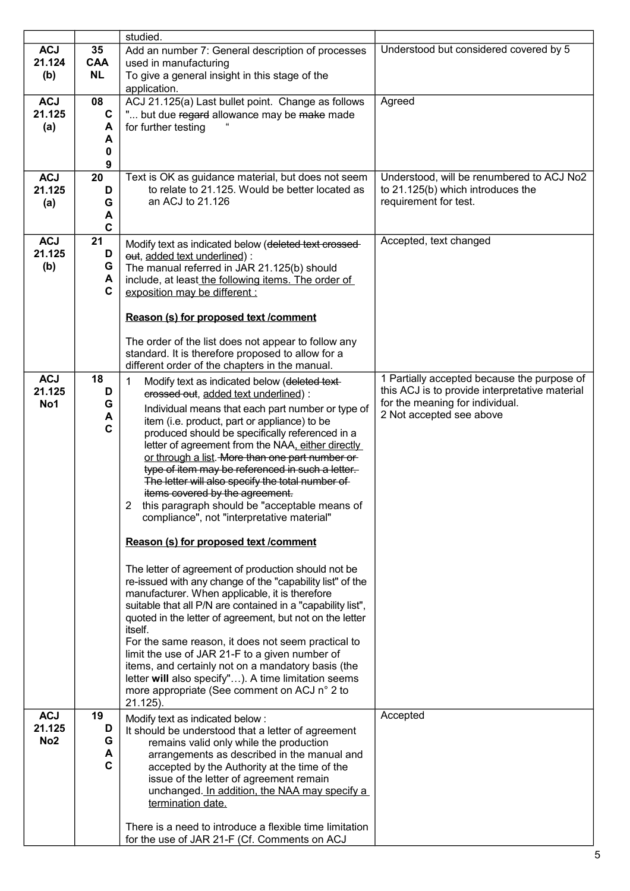| | | | |
|---|---|---|---|
| | | studied. | |
| ACJ 21.124 (b) | 35 CAA NL | Add an number 7: General description of processes used in manufacturing<br>To give a general insight in this stage of the application. | Understood but considered covered by 5 |
| ACJ 21.125 (a) | 08 CAA 09 | ACJ 21.125(a) Last bullet point. Change as follows "... but due ~~regard~~ allowance may be ~~make~~ made for further testing " | Agreed |
| ACJ 21.125 (a) | 20 DGAC | Text is OK as guidance material, but does not seem to relate to 21.125. Would be better located as an ACJ to 21.126 | Understood, will be renumbered to ACJ No2 to 21.125(b) which introduces the requirement for test. |
| ACJ 21.125 (b) | 21 DGAC | Modify text as indicated below (~~deleted text crossed out~~, added text underlined) :<br>The manual referred in JAR 21.125(b) should include, at least the following items. The order of exposition may be different :<br><br>**Reason (s) for proposed text /comment**<br><br>The order of the list does not appear to follow any standard. It is therefore proposed to allow for a different order of the chapters in the manual. | Accepted, text changed |
| ACJ 21.125 No1 | 18 DGAC | 1 Modify text as indicated below (~~deleted text crossed out~~, added text underlined) :<br>Individual means that each part number or type of item (i.e. product, part or appliance) to be produced should be specifically referenced in a letter of agreement from the NAA, either directly or through a list. ~~More than one part number or type of item may be referenced in such a letter. The letter will also specify the total number of items covered by the agreement.~~<br>2 this paragraph should be "acceptable means of compliance", not "interpretative material"<br><br>**Reason (s) for proposed text /comment**<br><br>The letter of agreement of production should not be re-issued with any change of the "capability list" of the manufacturer. When applicable, it is therefore suitable that all P/N are contained in a "capability list", quoted in the letter of agreement, but not on the letter itself.<br>For the same reason, it does not seem practical to limit the use of JAR 21-F to a given number of items, and certainly not on a mandatory basis (the letter **will** also specify"…). A time limitation seems more appropriate (See comment on ACJ n° 2 to 21.125). | 1 Partially accepted because the purpose of this ACJ is to provide interpretative material for the meaning for individual.<br>2 Not accepted see above |
| ACJ 21.125 No2 | 19 DGAC | Modify text as indicated below :<br>It should be understood that a letter of agreement remains valid only while the production arrangements as described in the manual and accepted by the Authority at the time of the issue of the letter of agreement remain unchanged. In addition, the NAA may specify a termination date.<br><br>There is a need to introduce a flexible time limitation for the use of JAR 21-F (Cf. Comments on ACJ | Accepted |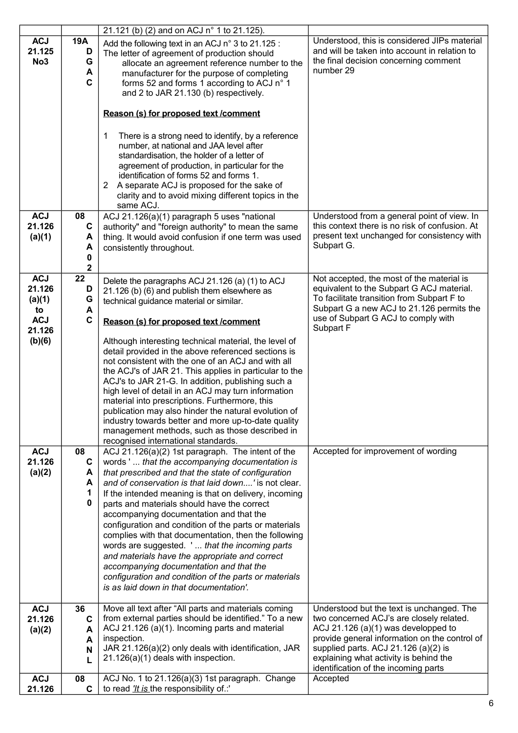| | | | |
|---|---|---|---|
| | | 21.121 (b) (2) and on ACJ n° 1 to 21.125). | |
| ACJ 21.125 No3 | 19A DGAC | Add the following text in an ACJ n° 3 to 21.125 :<br>The letter of agreement of production should allocate an agreement reference number to the manufacturer for the purpose of completing forms 52 and forms 1 according to ACJ n° 1 and 2 to JAR 21.130 (b) respectively.<br><br>**Reason (s) for proposed text /comment**<br><br>1 There is a strong need to identify, by a reference number, at national and JAA level after standardisation, the holder of a letter of agreement of production, in particular for the identification of forms 52 and forms 1.<br>2 A separate ACJ is proposed for the sake of clarity and to avoid mixing different topics in the same ACJ. | Understood, this is considered JIPs material and will be taken into account in relation to the final decision concerning comment number 29 |
| ACJ 21.126 (a)(1) | 08 CAA02 | ACJ 21.126(a)(1) paragraph 5 uses "national authority" and "foreign authority" to mean the same thing. It would avoid confusion if one term was used consistently throughout. | Understood from a general point of view. In this context there is no risk of confusion. At present text unchanged for consistency with Subpart G. |
| ACJ 21.126 (a)(1) to ACJ 21.126 (b)(6) | 22 DGAC | Delete the paragraphs ACJ 21.126 (a) (1) to ACJ 21.126 (b) (6) and publish them elsewhere as technical guidance material or similar.<br><br>**Reason (s) for proposed text /comment**<br><br>Although interesting technical material, the level of detail provided in the above referenced sections is not consistent with the one of an ACJ and with all the ACJ's of JAR 21. This applies in particular to the ACJ's to JAR 21-G. In addition, publishing such a high level of detail in an ACJ may turn information material into prescriptions. Furthermore, this publication may also hinder the natural evolution of industry towards better and more up-to-date quality management methods, such as those described in recognised international standards. | Not accepted, the most of the material is equivalent to the Subpart G ACJ material. To facilitate transition from Subpart F to Subpart G a new ACJ to 21.126 permits the use of Subpart G ACJ to comply with Subpart F |
| ACJ 21.126 (a)(2) | 08 CAA10 | ACJ 21.126(a)(2) 1st paragraph. The intent of the words ' ... *that the accompanying documentation is that prescribed and that the state of configuration and of conservation is that laid down....'* is not clear. If the intended meaning is that on delivery, incoming parts and materials should have the correct accompanying documentation and that the configuration and condition of the parts or materials complies with that documentation, then the following words are suggested. ' ... *that the incoming parts and materials have the appropriate and correct accompanying documentation and that the configuration and condition of the parts or materials is as laid down in that documentation'.* | Accepted for improvement of wording |
| ACJ 21.126 (a)(2) | 36 CAANL | Move all text after "All parts and materials coming from external parties should be identified." To a new ACJ 21.126 (a)(1). Incoming parts and material inspection.<br>JAR 21.126(a)(2) only deals with identification, JAR 21.126(a)(1) deals with inspection. | Understood but the text is unchanged. The two concerned ACJ's are closely related. ACJ 21.126 (a)(1) was developped to provide general information on the control of supplied parts. ACJ 21.126 (a)(2) is explaining what activity is behind the identification of the incoming parts |
| ACJ 21.126 | 08 C | ACJ No. 1 to 21.126(a)(3) 1st paragraph. Change to read *'It is* the responsibility of.:' | Accepted |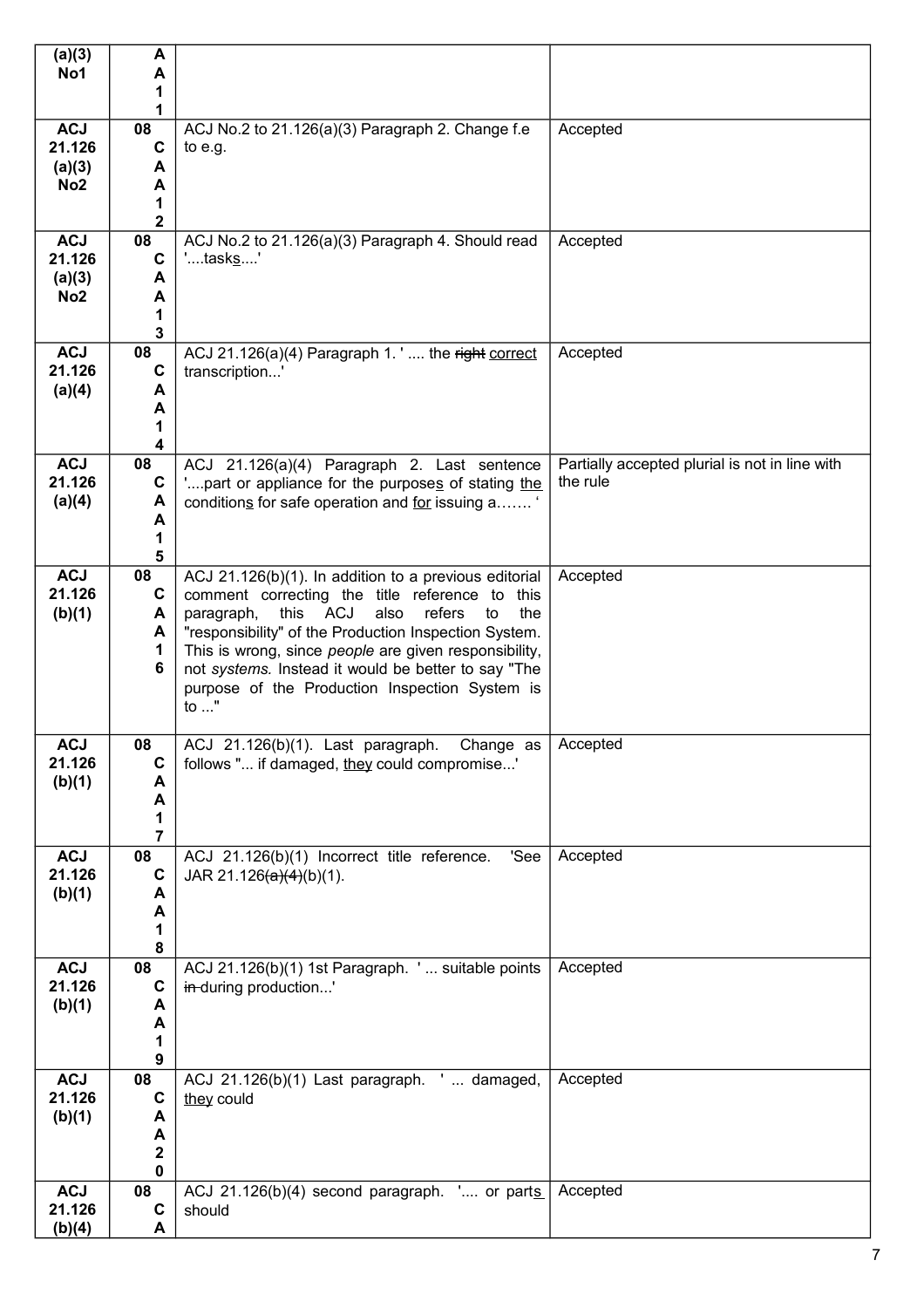| (a)(3) No1 | AA11 | | |
|---|---|---|---|
| ACJ 21.126 (a)(3) No2 | 08 CAA12 | ACJ No.2 to 21.126(a)(3) Paragraph 2. Change f.e to e.g. | Accepted |
| ACJ 21.126 (a)(3) No2 | 08 CAA13 | ACJ No.2 to 21.126(a)(3) Paragraph 4. Should read '....tasks....' | Accepted |
| ACJ 21.126 (a)(4) | 08 CAA14 | ACJ 21.126(a)(4) Paragraph 1. ' .... the ~~right~~ correct transcription...' | Accepted |
| ACJ 21.126 (a)(4) | 08 CAA15 | ACJ 21.126(a)(4) Paragraph 2. Last sentence '....part or appliance for the purposes of stating the conditions for safe operation and for issuing a……. ' | Partially accepted plural is not in line with the rule |
| ACJ 21.126 (b)(1) | 08 CAA16 | ACJ 21.126(b)(1). In addition to a previous editorial comment correcting the title reference to this paragraph, this ACJ also refers to the "responsibility" of the Production Inspection System. This is wrong, since *people* are given responsibility, not *systems.* Instead it would be better to say "The purpose of the Production Inspection System is to ..." | Accepted |
| ACJ 21.126 (b)(1) | 08 CAA17 | ACJ 21.126(b)(1). Last paragraph. Change as follows "... if damaged, they could compromise...' | Accepted |
| ACJ 21.126 (b)(1) | 08 CAA18 | ACJ 21.126(b)(1) Incorrect title reference. 'See JAR 21.126~~(a)(4)~~(b)(1). | Accepted |
| ACJ 21.126 (b)(1) | 08 CAA19 | ACJ 21.126(b)(1) 1st Paragraph. ' ... suitable points ~~in~~ during production...' | Accepted |
| ACJ 21.126 (b)(1) | 08 CAA20 | ACJ 21.126(b)(1) Last paragraph. ' ... damaged, they could | Accepted |
| ACJ 21.126 (b)(4) | 08 CA | ACJ 21.126(b)(4) second paragraph. '.... or parts should | Accepted |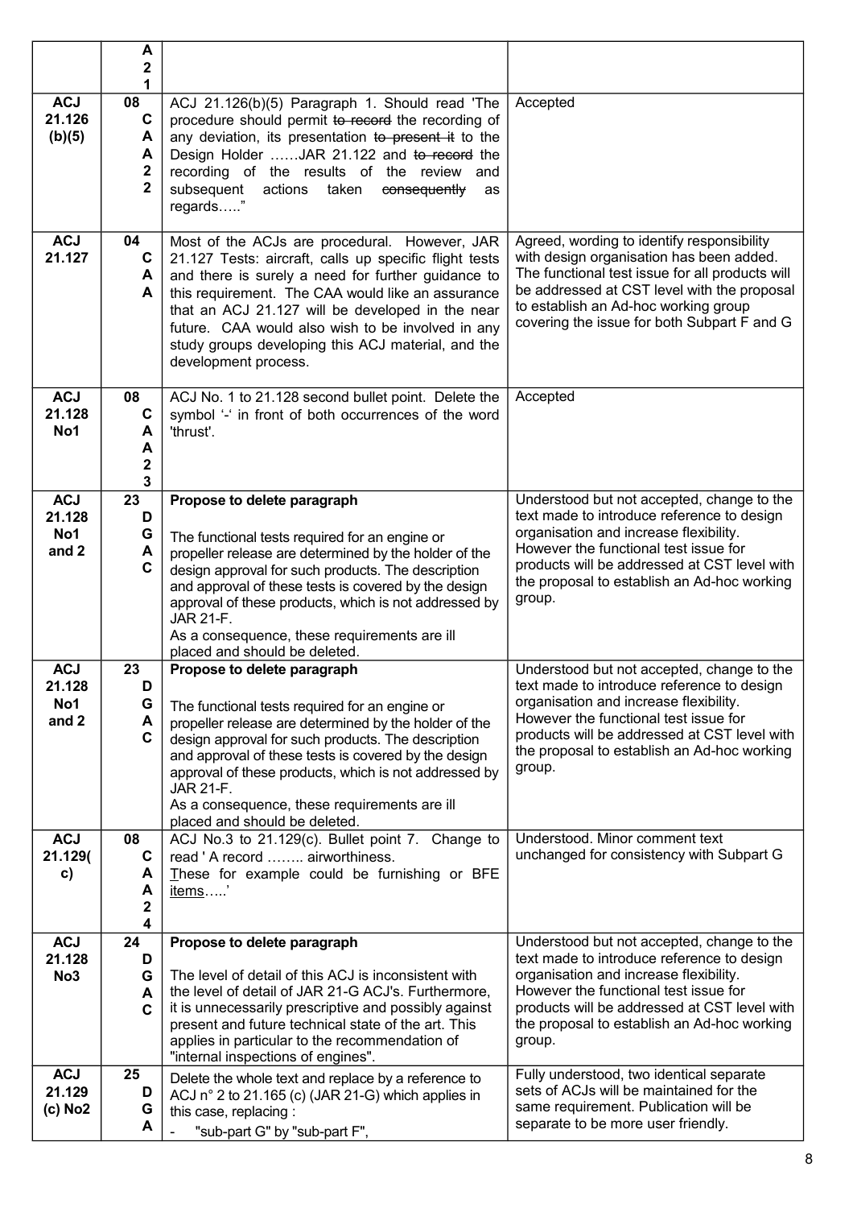| | A21 | | |
|---|---|---|---|
| ACJ 21.126 (b)(5) | 08 CAA22 | ACJ 21.126(b)(5) Paragraph 1. Should read 'The procedure should permit ~~to record~~ the recording of any deviation, its presentation ~~to present it~~ to the Design Holder ……JAR 21.122 and ~~to record~~ the recording of the results of the review and subsequent actions taken ~~consequently~~ as regards….." | Accepted |
| ACJ 21.127 | 04 CAA | Most of the ACJs are procedural. However, JAR 21.127 Tests: aircraft, calls up specific flight tests and there is surely a need for further guidance to this requirement. The CAA would like an assurance that an ACJ 21.127 will be developed in the near future. CAA would also wish to be involved in any study groups developing this ACJ material, and the development process. | Agreed, wording to identify responsibility with design organisation has been added. The functional test issue for all products will be addressed at CST level with the proposal to establish an Ad-hoc working group covering the issue for both Subpart F and G |
| ACJ 21.128 No1 | 08 CAA23 | ACJ No. 1 to 21.128 second bullet point. Delete the symbol '-' in front of both occurrences of the word 'thrust'. | Accepted |
| ACJ 21.128 No1 and 2 | 23 DGAC | **Propose to delete paragraph**<br><br>The functional tests required for an engine or propeller release are determined by the holder of the design approval for such products. The description and approval of these tests is covered by the design approval of these products, which is not addressed by JAR 21-F.<br>As a consequence, these requirements are ill placed and should be deleted. | Understood but not accepted, change to the text made to introduce reference to design organisation and increase flexibility. However the functional test issue for products will be addressed at CST level with the proposal to establish an Ad-hoc working group. |
| ACJ 21.128 No1 and 2 | 23 DGAC | **Propose to delete paragraph**<br><br>The functional tests required for an engine or propeller release are determined by the holder of the design approval for such products. The description and approval of these tests is covered by the design approval of these products, which is not addressed by JAR 21-F.<br>As a consequence, these requirements are ill placed and should be deleted. | Understood but not accepted, change to the text made to introduce reference to design organisation and increase flexibility. However the functional test issue for products will be addressed at CST level with the proposal to establish an Ad-hoc working group. |
| ACJ 21.129(c) | 08 CAA24 | ACJ No.3 to 21.129(c). Bullet point 7. Change to read ' A record …….. airworthiness.<br><u>T</u>hese for example could be furnishing or BFE <u>items</u>…..' | Understood. Minor comment text unchanged for consistency with Subpart G |
| ACJ 21.128 No3 | 24 DGAC | **Propose to delete paragraph**<br><br>The level of detail of this ACJ is inconsistent with the level of detail of JAR 21-G ACJ's. Furthermore, it is unnecessarily prescriptive and possibly against present and future technical state of the art. This applies in particular to the recommendation of "internal inspections of engines". | Understood but not accepted, change to the text made to introduce reference to design organisation and increase flexibility. However the functional test issue for products will be addressed at CST level with the proposal to establish an Ad-hoc working group. |
| ACJ 21.129 (c) No2 | 25 DGA | Delete the whole text and replace by a reference to ACJ n° 2 to 21.165 (c) (JAR 21-G) which applies in this case, replacing :<br>- "sub-part G" by "sub-part F", | Fully understood, two identical separate sets of ACJs will be maintained for the same requirement. Publication will be separate to be more user friendly. |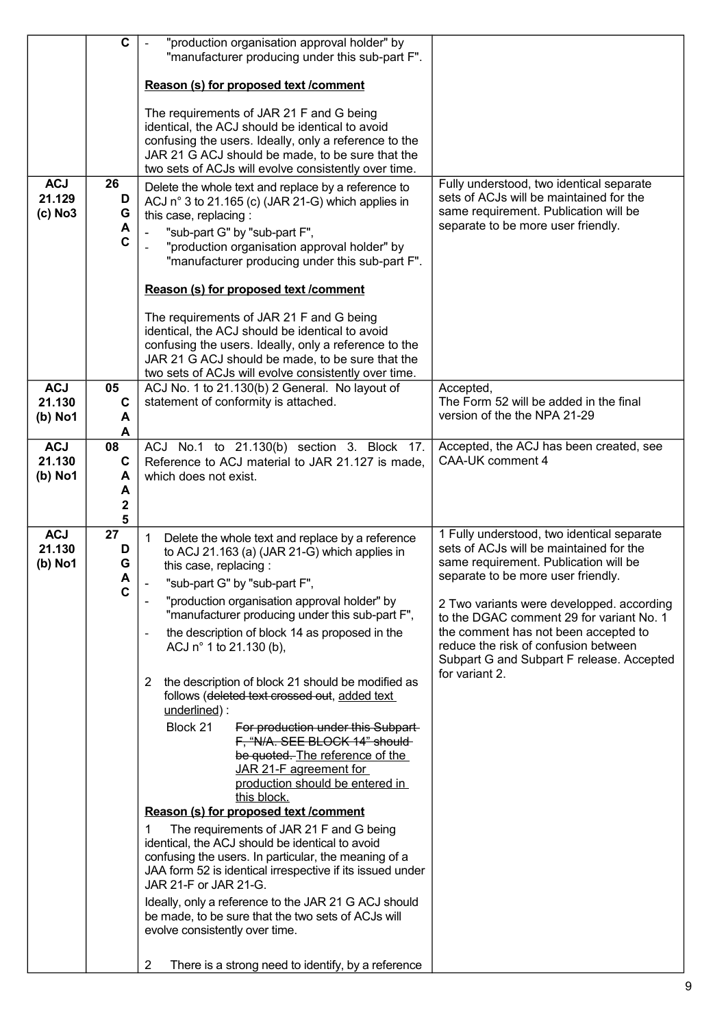| | | | |
|---|---|---|---|
| | C | - "production organisation approval holder" by "manufacturer producing under this sub-part F".<br><br>**Reason (s) for proposed text /comment**<br><br>The requirements of JAR 21 F and G being identical, the ACJ should be identical to avoid confusing the users. Ideally, only a reference to the JAR 21 G ACJ should be made, to be sure that the two sets of ACJs will evolve consistently over time. | |
| **ACJ 21.129 (c) No3** | **26 DGAC** | Delete the whole text and replace by a reference to ACJ n° 3 to 21.165 (c) (JAR 21-G) which applies in this case, replacing :<br>- "sub-part G" by "sub-part F",<br>- "production organisation approval holder" by "manufacturer producing under this sub-part F".<br><br>**Reason (s) for proposed text /comment**<br><br>The requirements of JAR 21 F and G being identical, the ACJ should be identical to avoid confusing the users. Ideally, only a reference to the JAR 21 G ACJ should be made, to be sure that the two sets of ACJs will evolve consistently over time. | Fully understood, two identical separate sets of ACJs will be maintained for the same requirement. Publication will be separate to be more user friendly. |
| **ACJ 21.130 (b) No1** | **05 CAA** | ACJ No. 1 to 21.130(b) 2 General. No layout of statement of conformity is attached. | Accepted,<br>The Form 52 will be added in the final version of the the NPA 21-29 |
| **ACJ 21.130 (b) No1** | **08 CAA25** | ACJ No.1 to 21.130(b) section 3. Block 17. Reference to ACJ material to JAR 21.127 is made, which does not exist. | Accepted, the ACJ has been created, see CAA-UK comment 4 |
| **ACJ 21.130 (b) No1** | **27 DGAC** | 1 Delete the whole text and replace by a reference to ACJ 21.163 (a) (JAR 21-G) which applies in this case, replacing :<br>- "sub-part G" by "sub-part F",<br>- "production organisation approval holder" by "manufacturer producing under this sub-part F",<br>- the description of block 14 as proposed in the ACJ n° 1 to 21.130 (b),<br><br>2 the description of block 21 should be modified as follows (~~deleted text crossed out~~, <u>added text underlined</u>) :<br>Block 21 ~~For production under this Subpart F, "N/A. SEE BLOCK 14" should be quoted.~~ <u>The reference of the JAR 21-F agreement for production should be entered in this block.</u><br><br>**Reason (s) for proposed text /comment**<br><br>1 The requirements of JAR 21 F and G being identical, the ACJ should be identical to avoid confusing the users. In particular, the meaning of a JAA form 52 is identical irrespective if its issued under JAR 21-F or JAR 21-G.<br><br>Ideally, only a reference to the JAR 21 G ACJ should be made, to be sure that the two sets of ACJs will evolve consistently over time.<br><br>2 There is a strong need to identify, by a reference | 1 Fully understood, two identical separate sets of ACJs will be maintained for the same requirement. Publication will be separate to be more user friendly.<br><br>2 Two variants were developped. according to the DGAC comment 29 for variant No. 1 the comment has not been accepted to reduce the risk of confusion between Subpart G and Subpart F release. Accepted for variant 2. |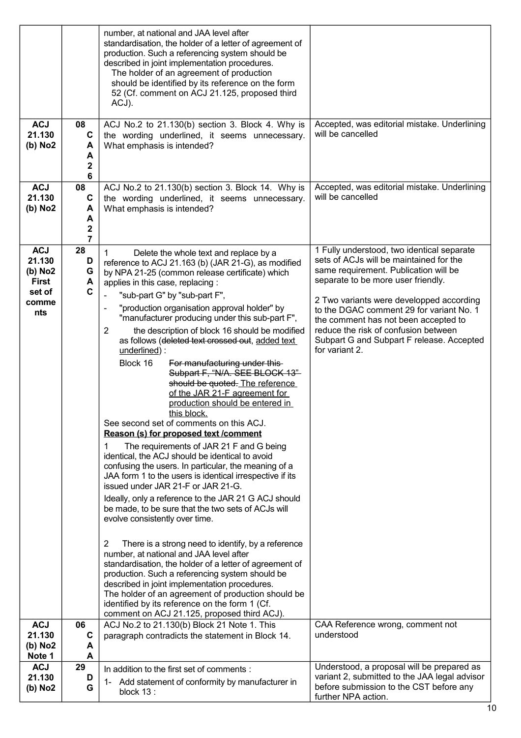| | | | |
|---|---|---|---|
| | | number, at national and JAA level after standardisation, the holder of a letter of agreement of production. Such a referencing system should be described in joint implementation procedures.<br>The holder of an agreement of production should be identified by its reference on the form 52 (Cf. comment on ACJ 21.125, proposed third ACJ). | |
| **ACJ 21.130 (b) No2** | **08 CAA 26** | ACJ No.2 to 21.130(b) section 3. Block 4. Why is the wording underlined, it seems unnecessary. What emphasis is intended? | Accepted, was editorial mistake. Underlining will be cancelled |
| **ACJ 21.130 (b) No2** | **08 CAA 27** | ACJ No.2 to 21.130(b) section 3. Block 14. Why is the wording underlined, it seems unnecessary. What emphasis is intended? | Accepted, was editorial mistake. Underlining will be cancelled |
| **ACJ 21.130 (b) No2 First set of comments** | **28 DGAC** | 1 Delete the whole text and replace by a reference to ACJ 21.163 (b) (JAR 21-G), as modified by NPA 21-25 (common release certificate) which applies in this case, replacing :<br>- "sub-part G" by "sub-part F",<br>- "production organisation approval holder" by "manufacturer producing under this sub-part F",<br>2 the description of block 16 should be modified as follows (~~deleted text crossed out~~, <u>added text underlined</u>) :<br>Block 16 ~~For manufacturing under this Subpart F, "N/A. SEE BLOCK 13" should be quoted.~~ <u>The reference of the JAR 21-F agreement for production should be entered in this block.</u><br>See second set of comments on this ACJ.<br>**<u>Reason (s) for proposed text /comment</u>**<br>1 The requirements of JAR 21 F and G being identical, the ACJ should be identical to avoid confusing the users. In particular, the meaning of a JAA form 1 to the users is identical irrespective if its issued under JAR 21-F or JAR 21-G.<br>Ideally, only a reference to the JAR 21 G ACJ should be made, to be sure that the two sets of ACJs will evolve consistently over time.<br>2 There is a strong need to identify, by a reference number, at national and JAA level after standardisation, the holder of a letter of agreement of production. Such a referencing system should be described in joint implementation procedures.<br>The holder of an agreement of production should be identified by its reference on the form 1 (Cf. comment on ACJ 21.125, proposed third ACJ). | 1 Fully understood, two identical separate sets of ACJs will be maintained for the same requirement. Publication will be separate to be more user friendly.<br>2 Two variants were developped according to the DGAC comment 29 for variant No. 1 the comment has not been accepted to reduce the risk of confusion between Subpart G and Subpart F release. Accepted for variant 2. |
| **ACJ 21.130 (b) No2 Note 1** | **06 CAA** | ACJ No.2 to 21.130(b) Block 21 Note 1. This paragraph contradicts the statement in Block 14. | CAA Reference wrong, comment not understood |
| **ACJ 21.130 (b) No2** | **29 DG** | In addition to the first set of comments :<br>1- Add statement of conformity by manufacturer in block 13 : | Understood, a proposal will be prepared as variant 2, submitted to the JAA legal advisor before submission to the CST before any further NPA action. |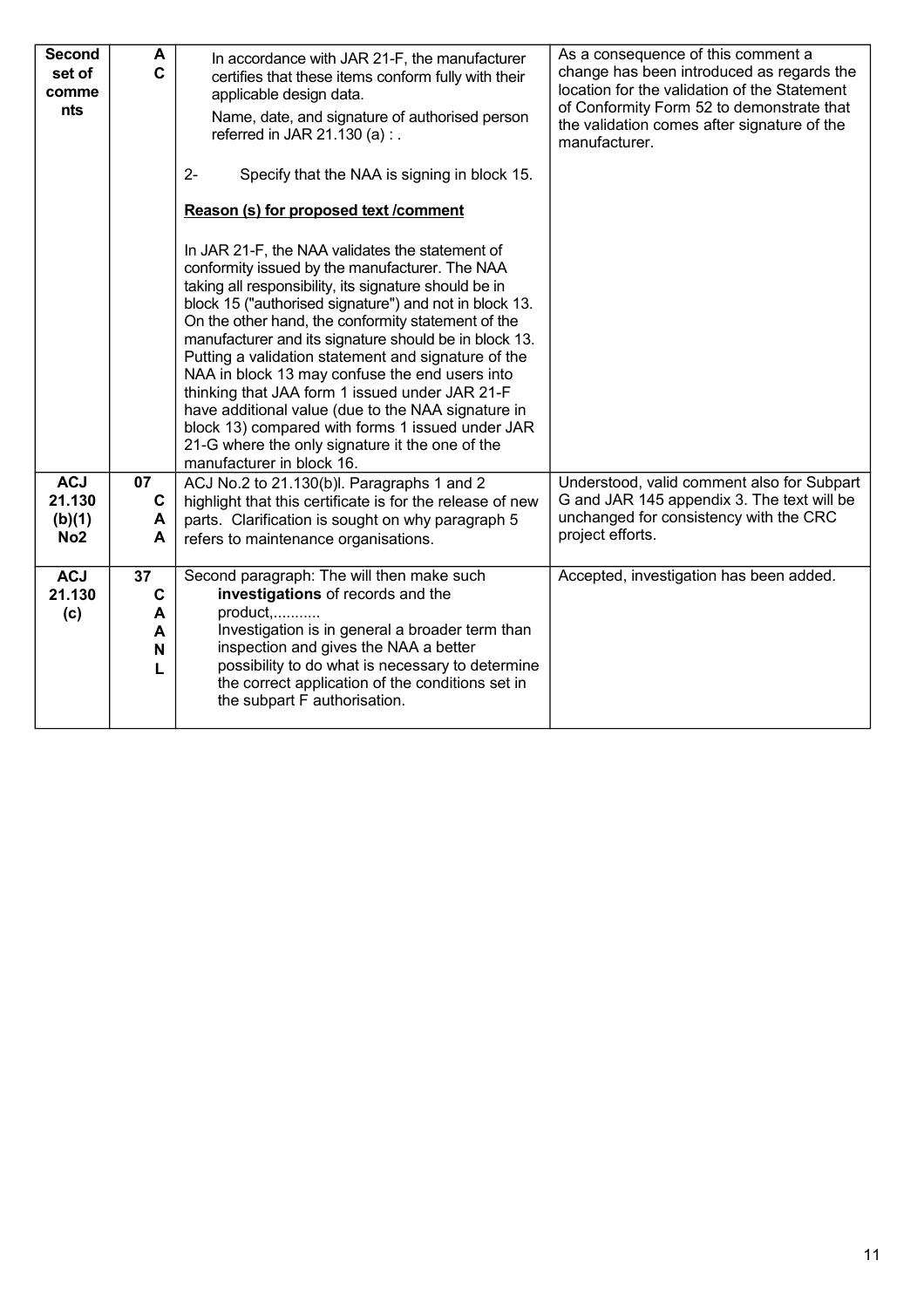| | | | |
|---|---|---|---|
| **Second set of comments** | **A C** | In accordance with JAR 21-F, the manufacturer certifies that these items conform fully with their applicable design data.<br>Name, date, and signature of authorised person referred in JAR 21.130 (a) : .<br><br>2- Specify that the NAA is signing in block 15.<br><br>**Reason (s) for proposed text /comment**<br><br>In JAR 21-F, the NAA validates the statement of conformity issued by the manufacturer. The NAA taking all responsibility, its signature should be in block 15 ("authorised signature") and not in block 13. On the other hand, the conformity statement of the manufacturer and its signature should be in block 13. Putting a validation statement and signature of the NAA in block 13 may confuse the end users into thinking that JAA form 1 issued under JAR 21-F have additional value (due to the NAA signature in block 13) compared with forms 1 issued under JAR 21-G where the only signature it the one of the manufacturer in block 16. | As a consequence of this comment a change has been introduced as regards the location for the validation of the Statement of Conformity Form 52 to demonstrate that the validation comes after signature of the manufacturer. |
| **ACJ 21.130 (b)(1) No2** | **07 C A A** | ACJ No.2 to 21.130(b)l. Paragraphs 1 and 2 highlight that this certificate is for the release of new parts. Clarification is sought on why paragraph 5 refers to maintenance organisations. | Understood, valid comment also for Subpart G and JAR 145 appendix 3. The text will be unchanged for consistency with the CRC project efforts. |
| **ACJ 21.130 (c)** | **37 C A A N L** | Second paragraph: The will then make such **investigations** of records and the product,...........<br>Investigation is in general a broader term than inspection and gives the NAA a better possibility to do what is necessary to determine the correct application of the conditions set in the subpart F authorisation. | Accepted, investigation has been added. |